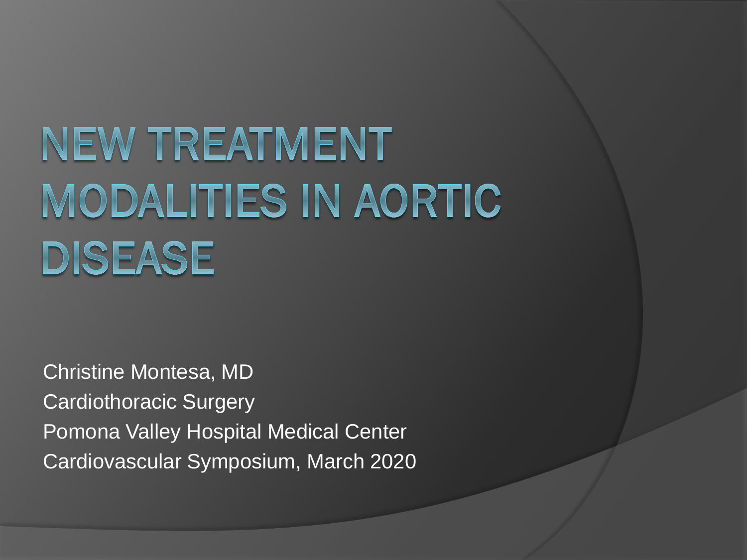# NEW TREATMENT MODALITIES IN AORTIC DISEASE

Christine Montesa, MD

Cardiothoracic Surgery

Pomona Valley Hospital Medical Center

Cardiovascular Symposium, March 2020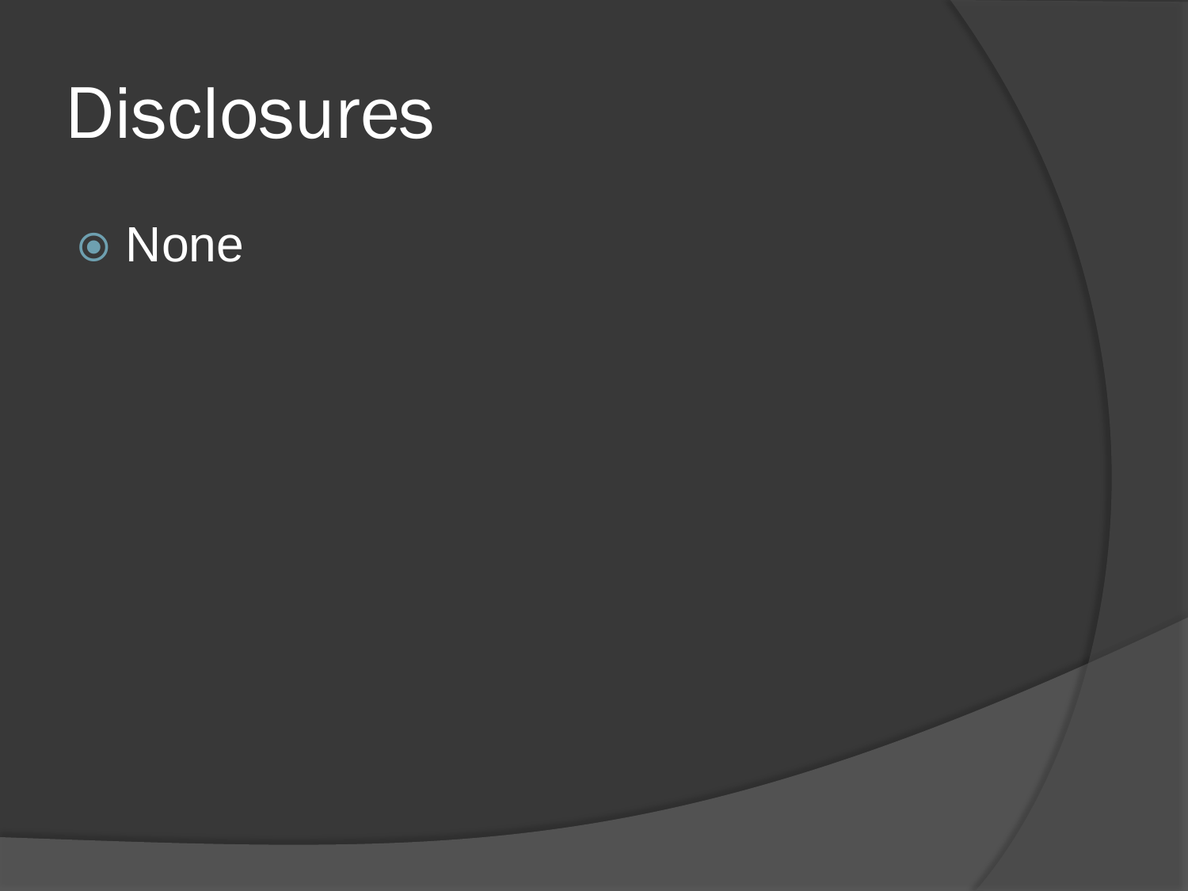# Disclosures

- None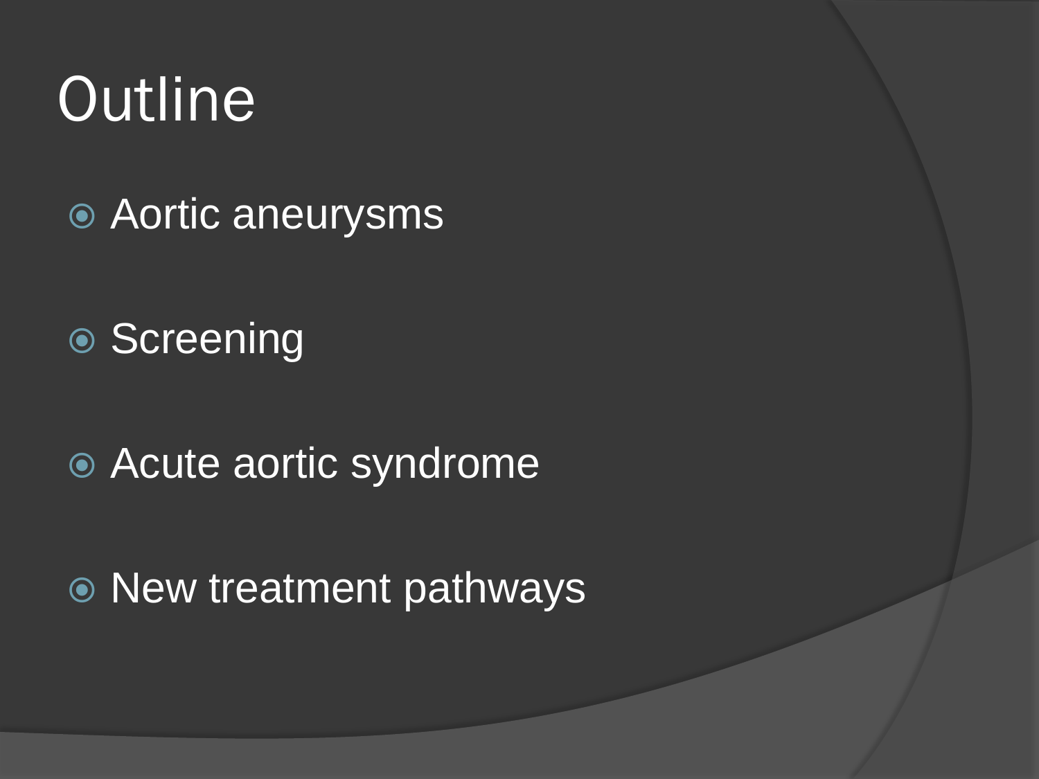# Outline

- Aortic aneurysms
- Screening
- Acute aortic syndrome
- New treatment pathways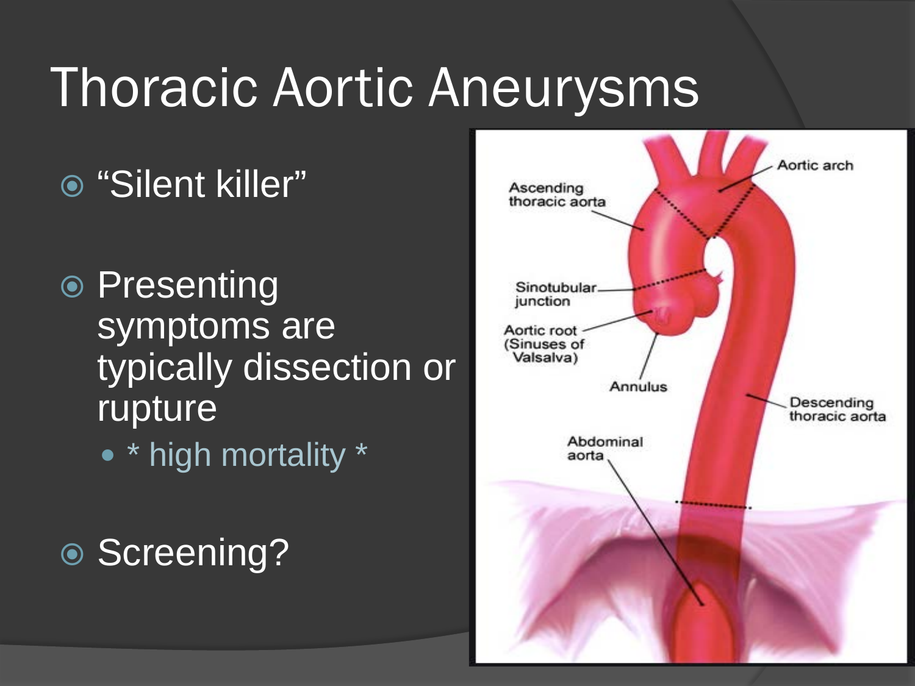# Thoracic Aortic Aneurysms

- "Silent killer"
- Presenting symptoms are typically dissection or rupture
  - * high mortality *
- Screening?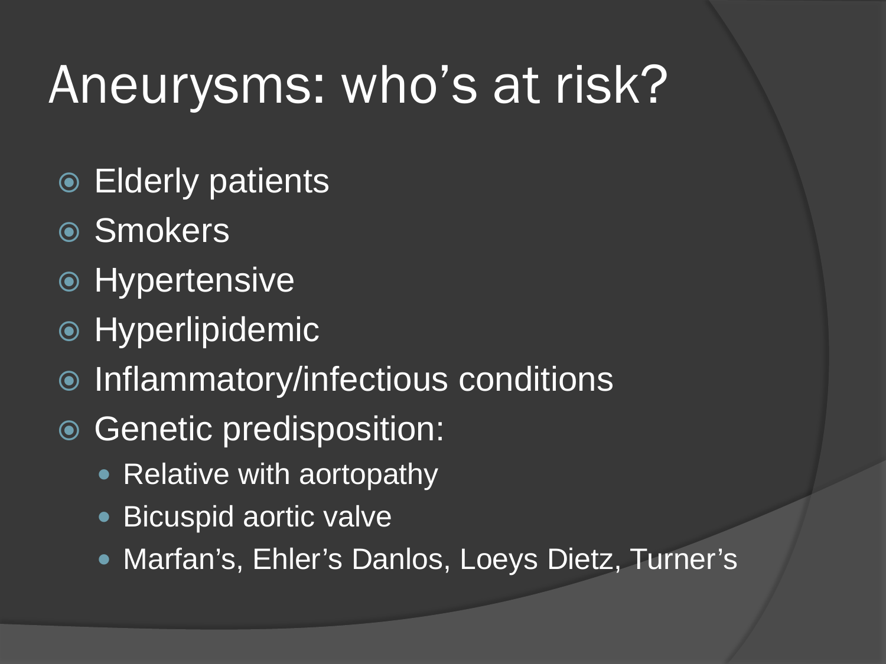# Aneurysms: who's at risk?

- Elderly patients
- Smokers
- Hypertensive
- Hyperlipidemic
- Inflammatory/infectious conditions
- Genetic predisposition:
  - Relative with aortopathy
  - Bicuspid aortic valve
  - Marfan's, Ehler's Danlos, Loeys Dietz, Turner's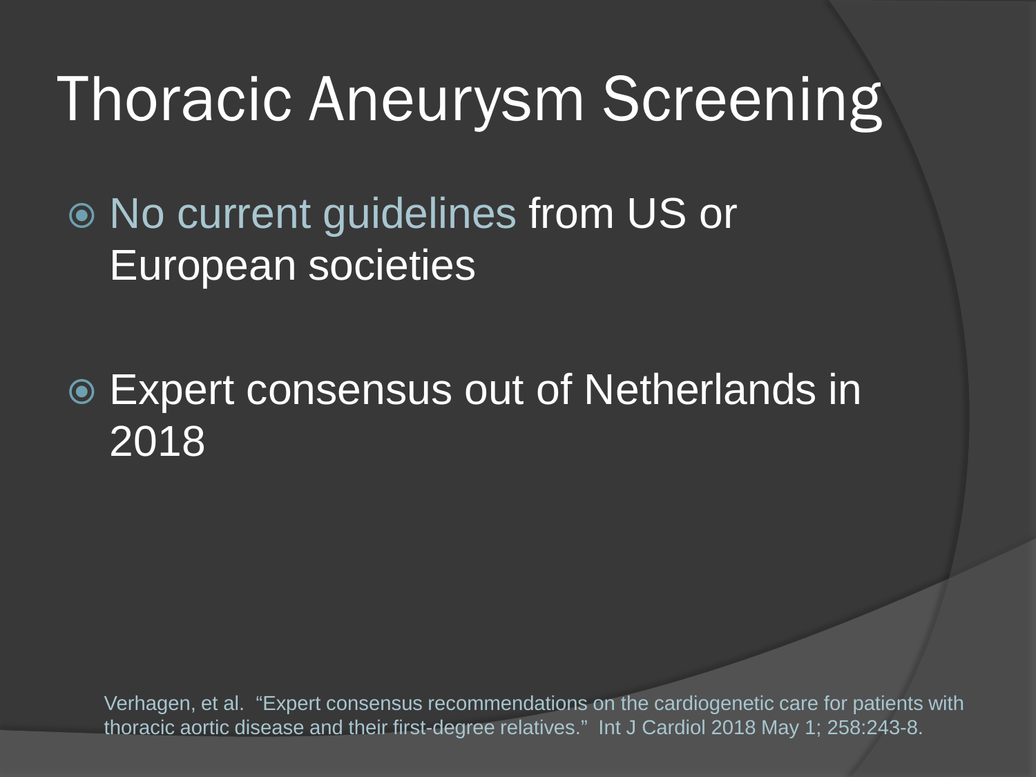# Thoracic Aneurysm Screening

- No current guidelines from US or European societies

- Expert consensus out of Netherlands in 2018

Verhagen, et al. "Expert consensus recommendations on the cardiogenetic care for patients with thoracic aortic disease and their first-degree relatives." Int J Cardiol 2018 May 1; 258:243-8.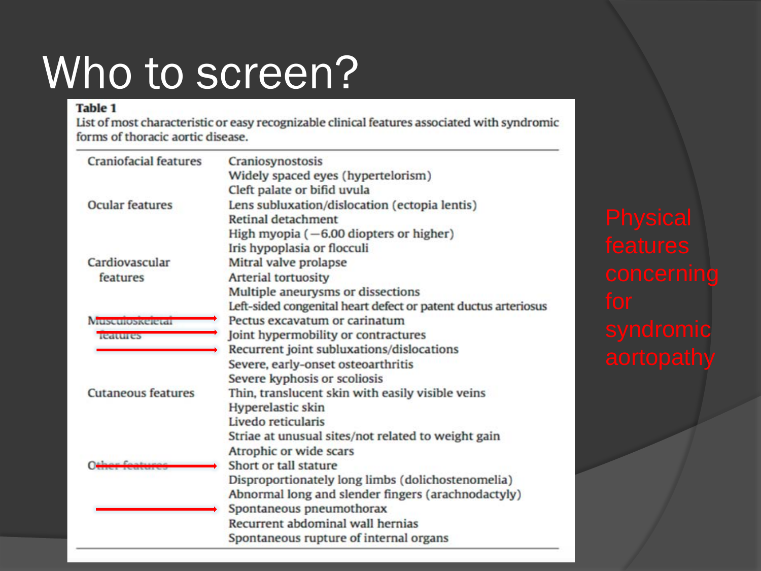# Who to screen?

**Table 1**

List of most characteristic or easy recognizable clinical features associated with syndromic forms of thoracic aortic disease.

| | |
|---|---|
| Craniofacial features | Craniosynostosis |
| | Widely spaced eyes (hypertelorism) |
| | Cleft palate or bifid uvula |
| Ocular features | Lens subluxation/dislocation (ectopia lentis) |
| | Retinal detachment |
| | High myopia (−6.00 diopters or higher) |
| | Iris hypoplasia or flocculi |
| Cardiovascular features | Mitral valve prolapse |
| | Arterial tortuosity |
| | Multiple aneurysms or dissections |
| | Left-sided congenital heart defect or patent ductus arteriosus |
| Musculoskeletal features | Pectus excavatum or carinatum |
| | Joint hypermobility or contractures |
| | Recurrent joint subluxations/dislocations |
| | Severe, early-onset osteoarthritis |
| | Severe kyphosis or scoliosis |
| Cutaneous features | Thin, translucent skin with easily visible veins |
| | Hyperelastic skin |
| | Livedo reticularis |
| | Striae at unusual sites/not related to weight gain |
| | Atrophic or wide scars |
| Other features | Short or tall stature |
| | Disproportionately long limbs (dolichostenomelia) |
| | Abnormal long and slender fingers (arachnodactyly) |
| | Spontaneous pneumothorax |
| | Recurrent abdominal wall hernias |
| | Spontaneous rupture of internal organs |

Physical features concerning for syndromic aortopathy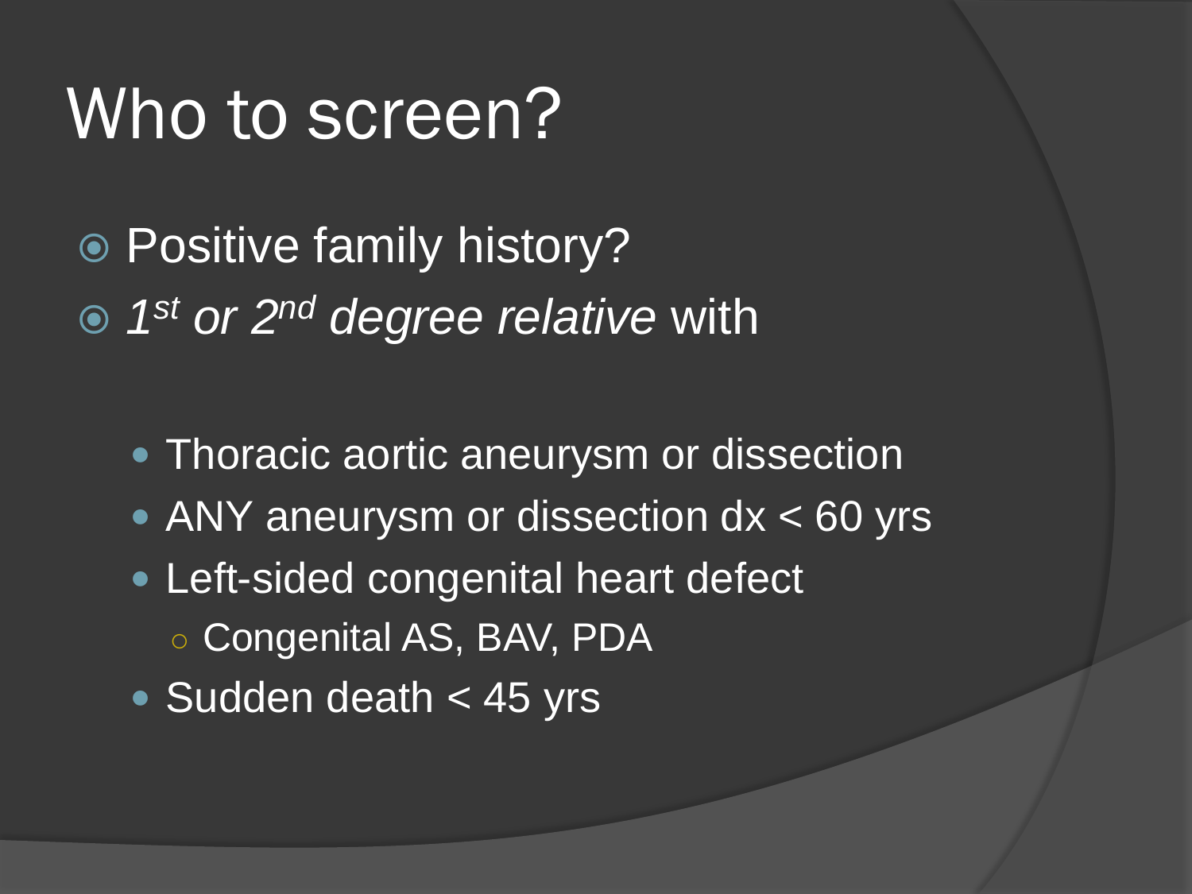# Who to screen?

- Positive family history?
- *1st or 2nd degree relative* with
  - Thoracic aortic aneurysm or dissection
  - ANY aneurysm or dissection dx < 60 yrs
  - Left-sided congenital heart defect
    - Congenital AS, BAV, PDA
  - Sudden death < 45 yrs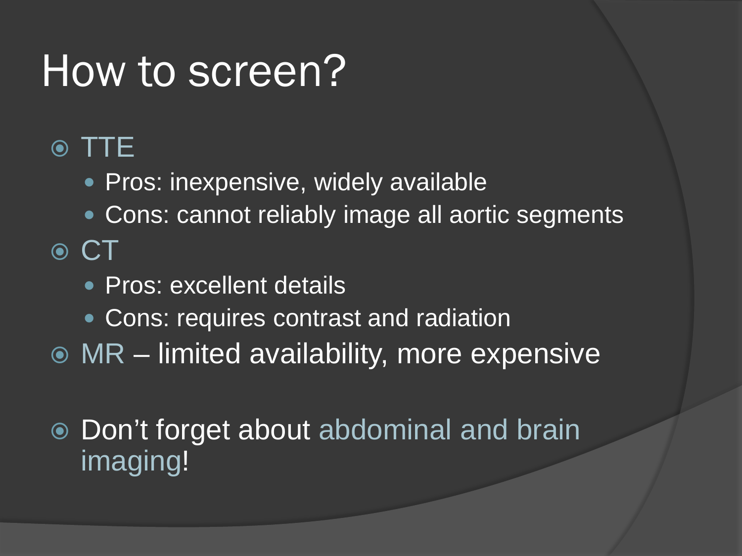# How to screen?

- TTE
  - Pros: inexpensive, widely available
  - Cons: cannot reliably image all aortic segments
- CT
  - Pros: excellent details
  - Cons: requires contrast and radiation
- MR – limited availability, more expensive

- Don't forget about abdominal and brain imaging!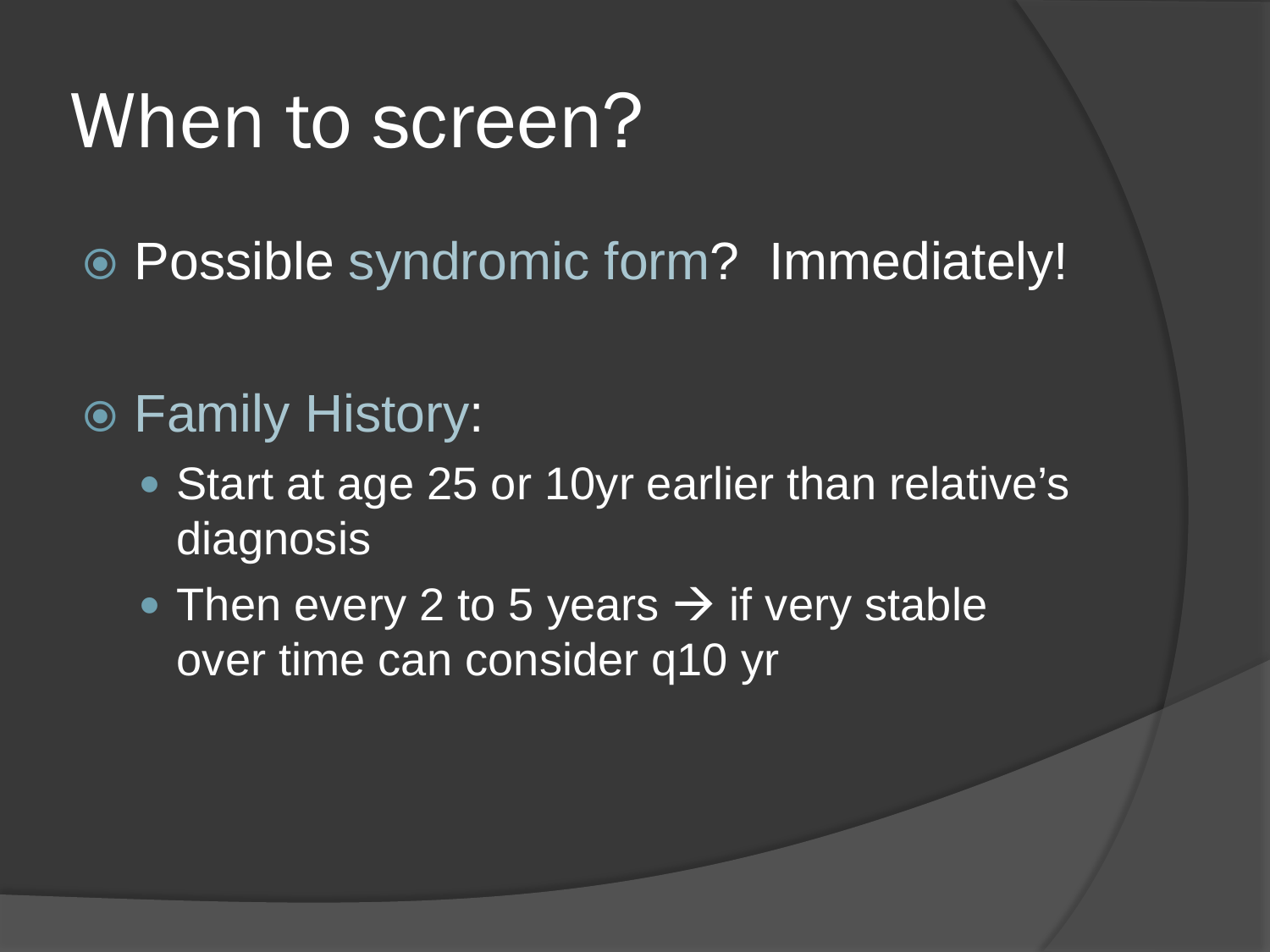# When to screen?

- Possible syndromic form? Immediately!

- Family History:
  - Start at age 25 or 10yr earlier than relative's diagnosis
  - Then every 2 to 5 years → if very stable over time can consider q10 yr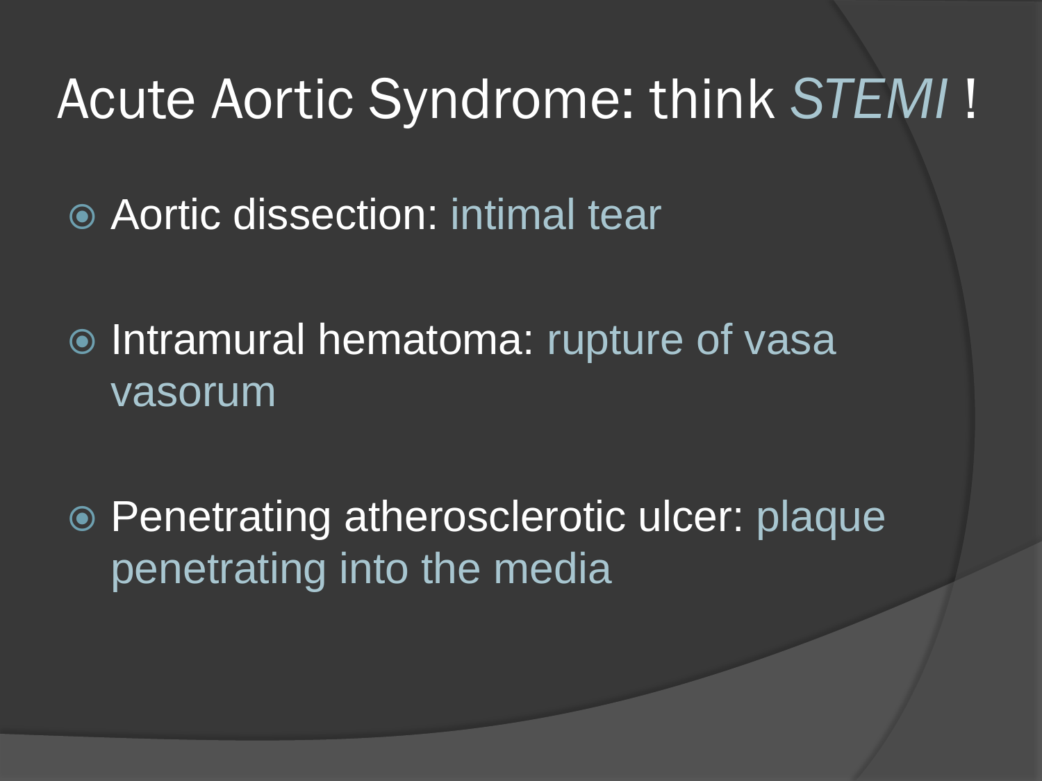# Acute Aortic Syndrome: think *STEMI* !

- Aortic dissection: intimal tear
- Intramural hematoma: rupture of vasa vasorum
- Penetrating atherosclerotic ulcer: plaque penetrating into the media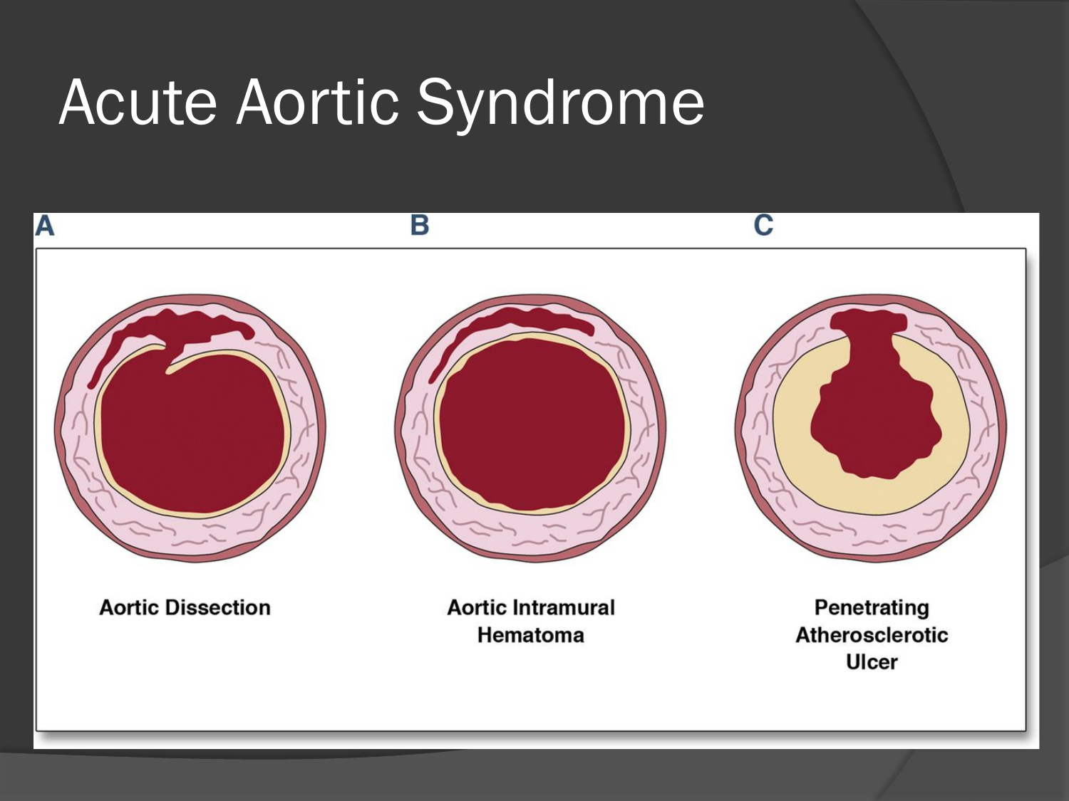# Acute Aortic Syndrome

A

B

C

Aortic Dissection

Aortic Intramural Hematoma

Penetrating Atherosclerotic Ulcer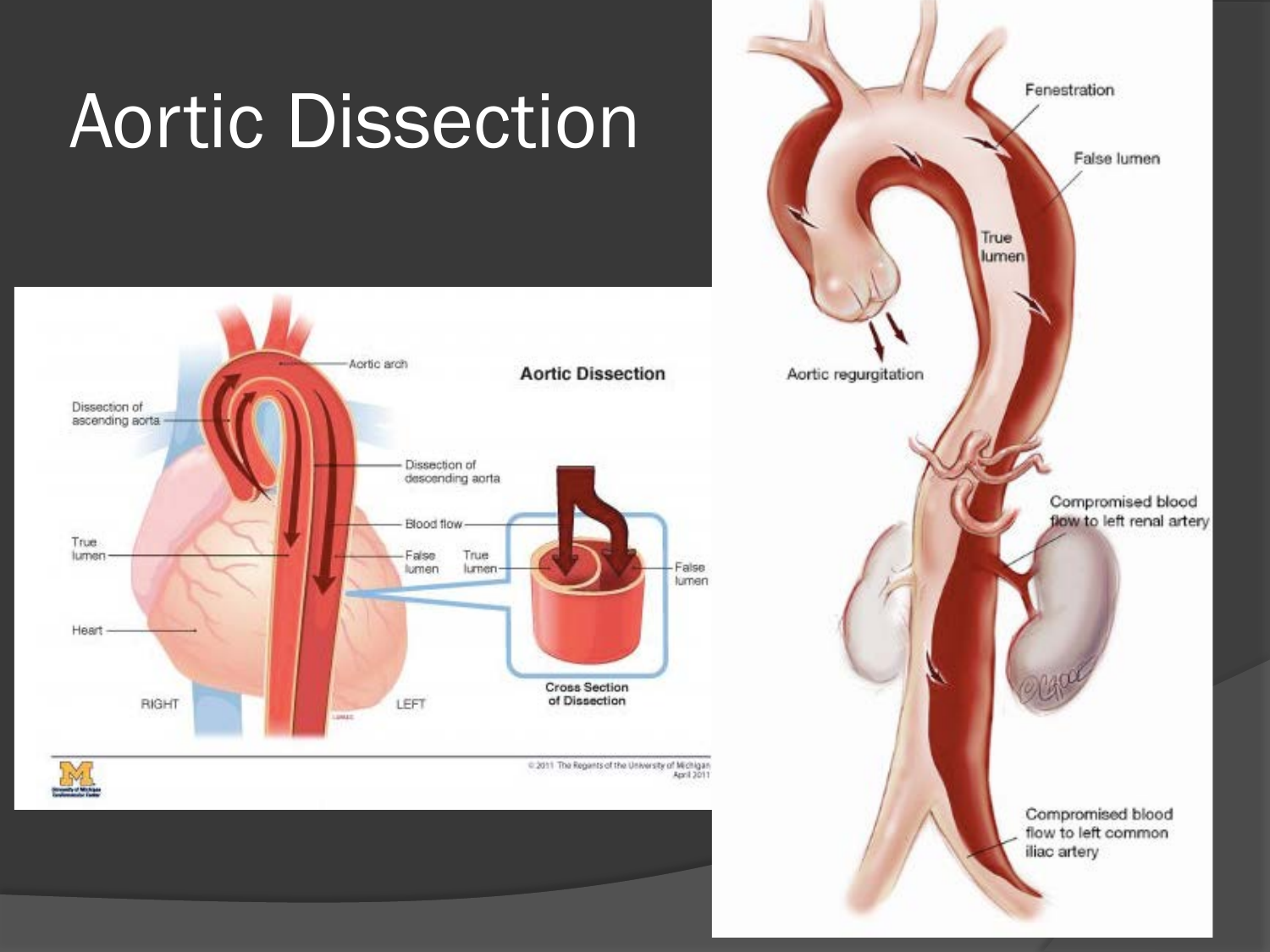# Aortic Dissection

## Aortic Dissection

- Aortic arch
- Dissection of ascending aorta
- Dissection of descending aorta
- Blood flow
- True lumen
- False lumen
- True lumen
- False lumen
- Heart
- RIGHT
- LEFT
- Cross Section of Dissection

© 2011 The Regents of the University of Michigan April 2011

- Fenestration
- False lumen
- True lumen
- Aortic regurgitation
- Compromised blood flow to left renal artery
- Compromised blood flow to left common iliac artery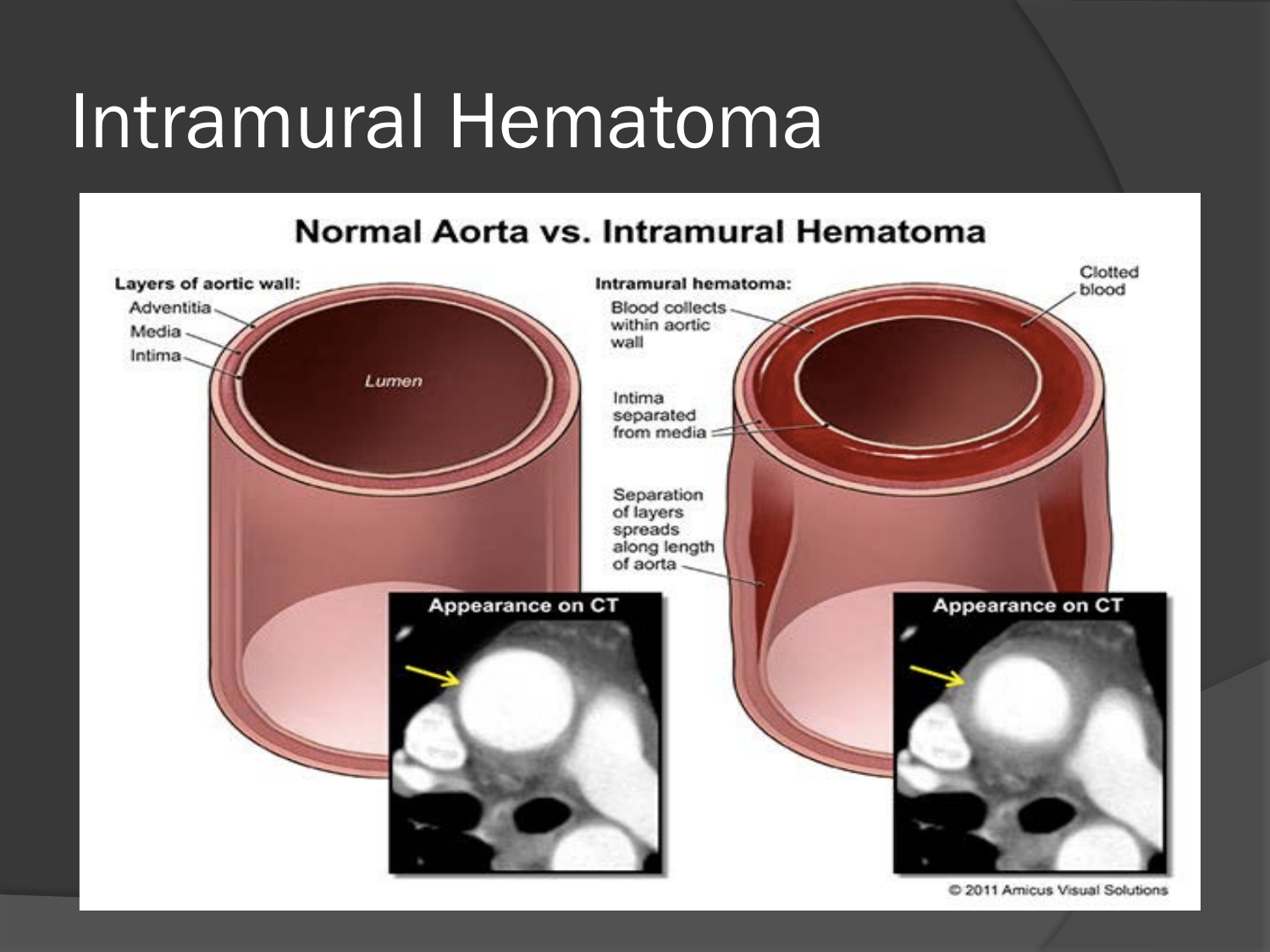# Intramural Hematoma

## Normal Aorta vs. Intramural Hematoma

**Layers of aortic wall:**
- Adventitia
- Media
- Intima

*Lumen*

**Intramural hematoma:**
- Blood collects within aortic wall
- Clotted blood
- Intima separated from media
- Separation of layers spreads along length of aorta

**Appearance on CT**

**Appearance on CT**

© 2011 Amicus Visual Solutions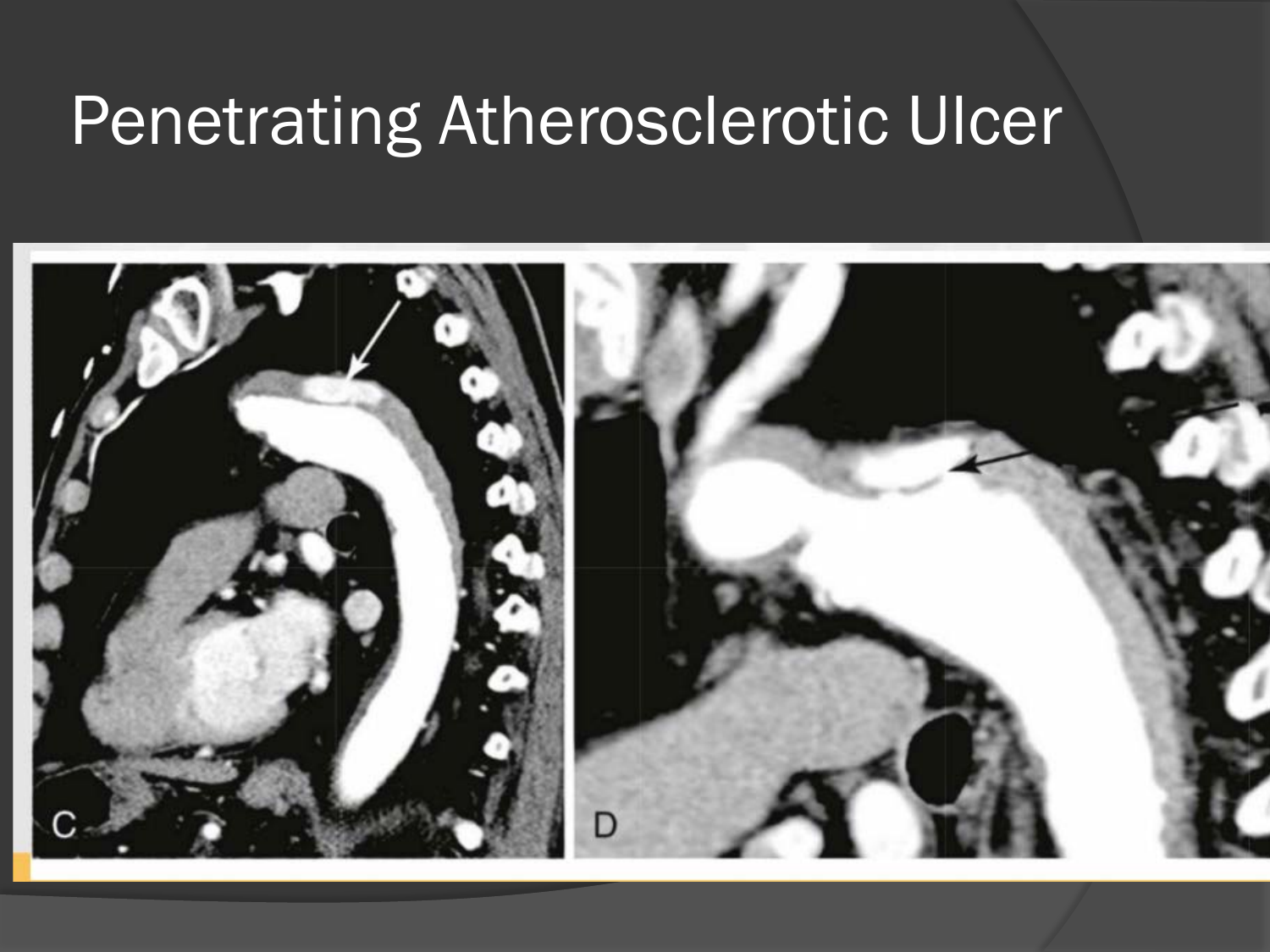# Penetrating Atherosclerotic Ulcer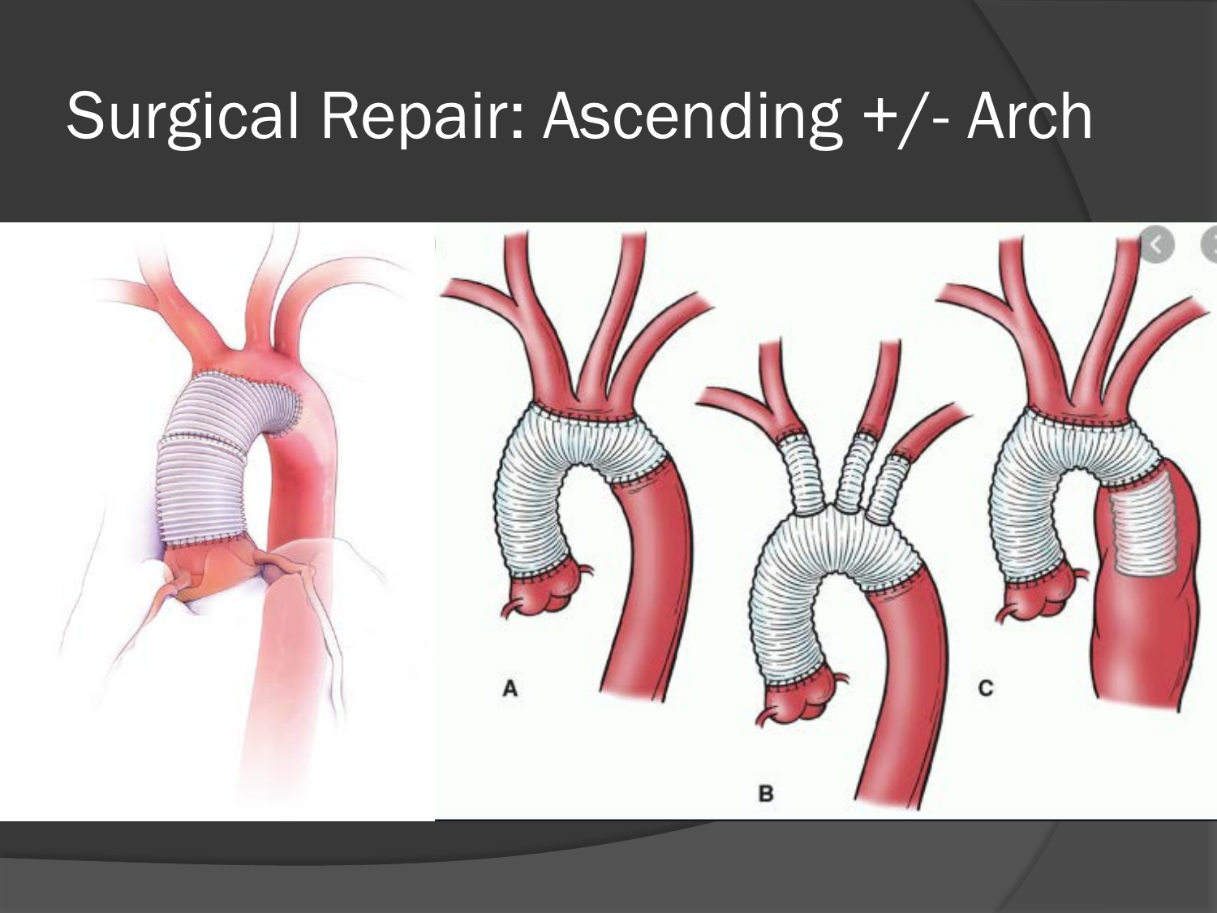# Surgical Repair: Ascending +/- Arch

A

B

C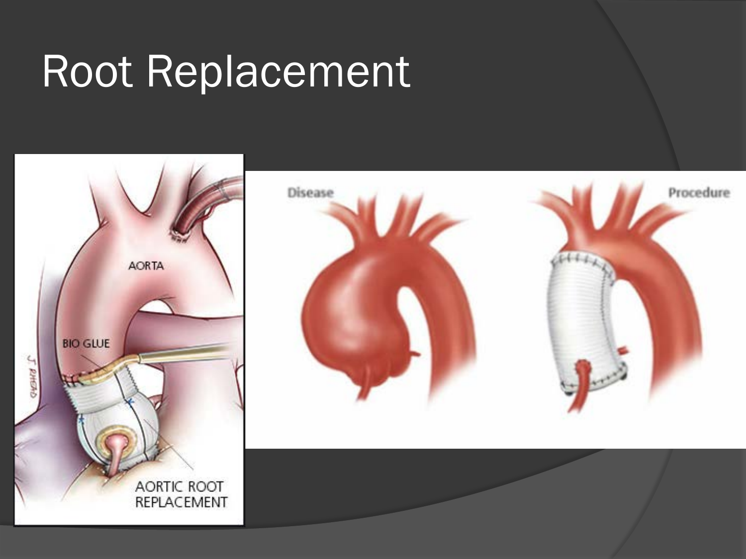# Root Replacement

AORTA

BIO GLUE

AORTIC ROOT REPLACEMENT

Disease

Procedure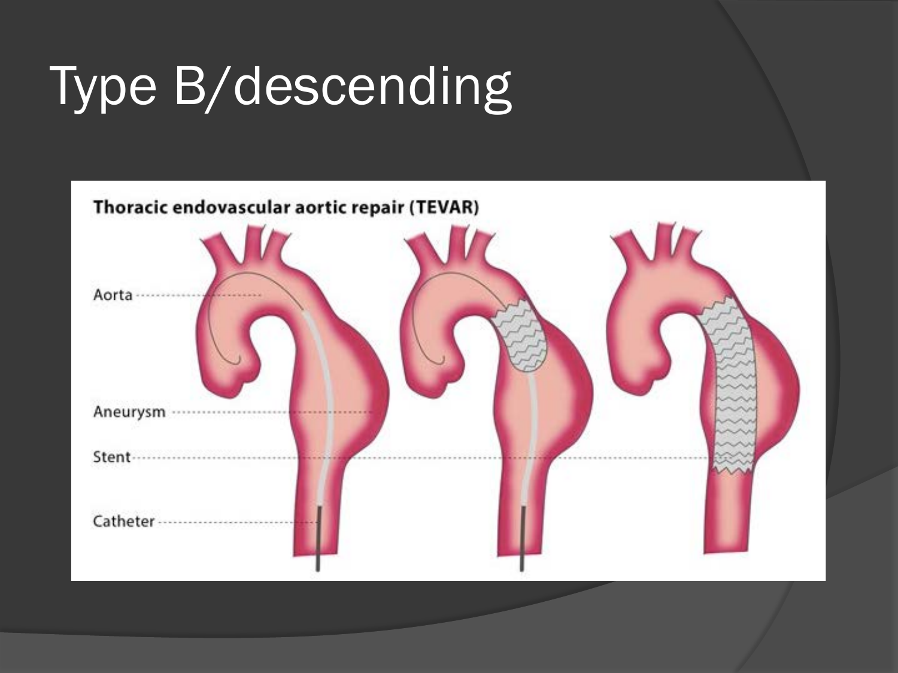# Type B/descending

Thoracic endovascular aortic repair (TEVAR)

Aorta

Aneurysm

Stent

Catheter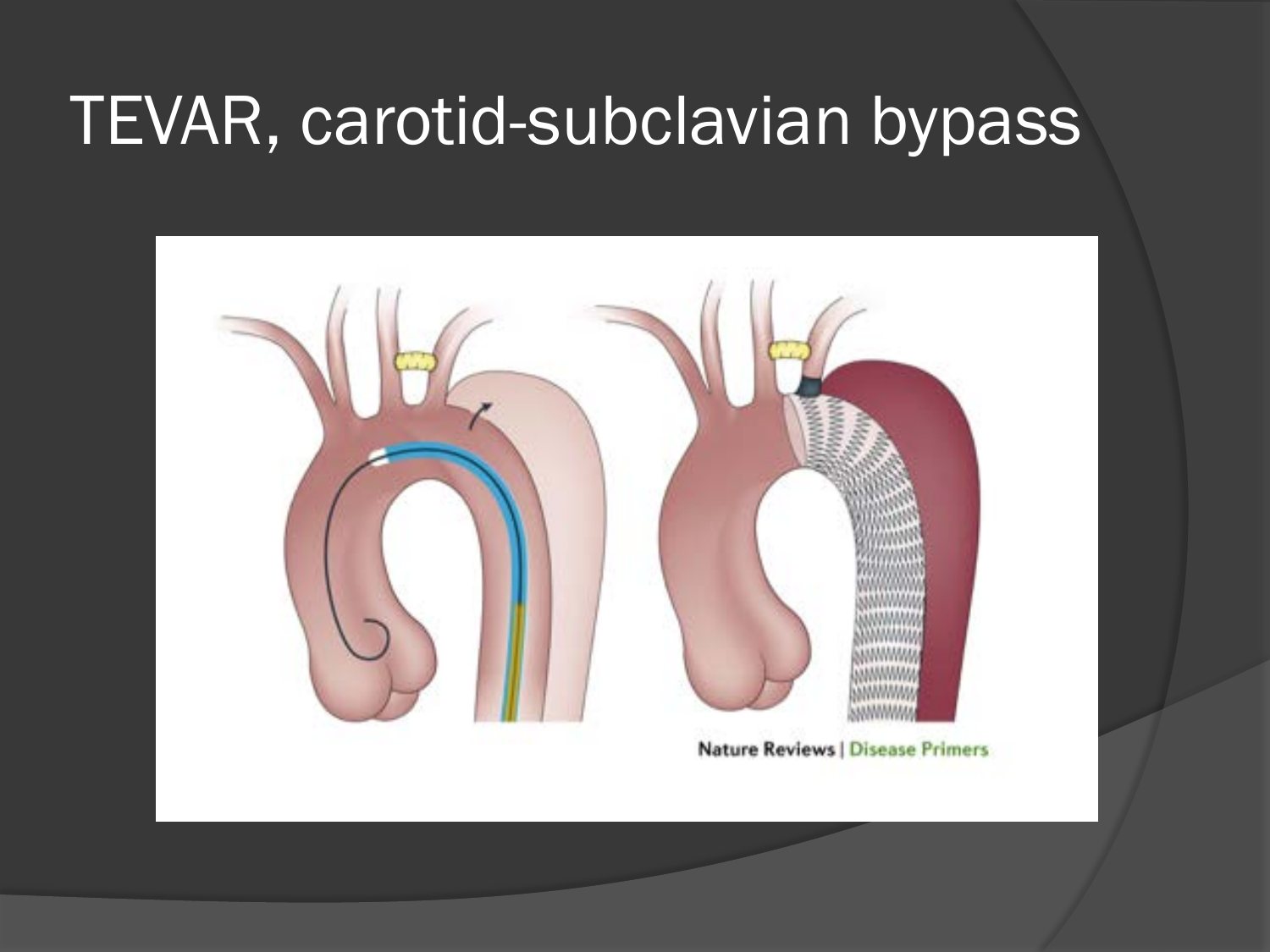# TEVAR, carotid-subclavian bypass

Nature Reviews | Disease Primers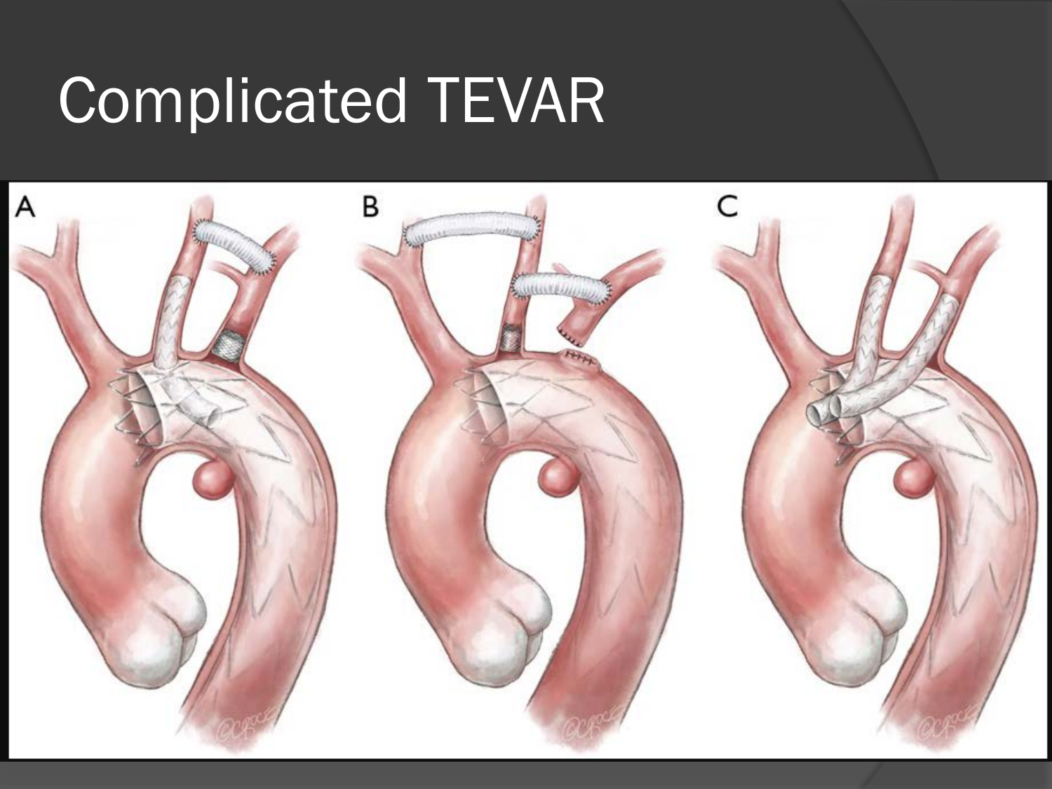# Complicated TEVAR

A

B

C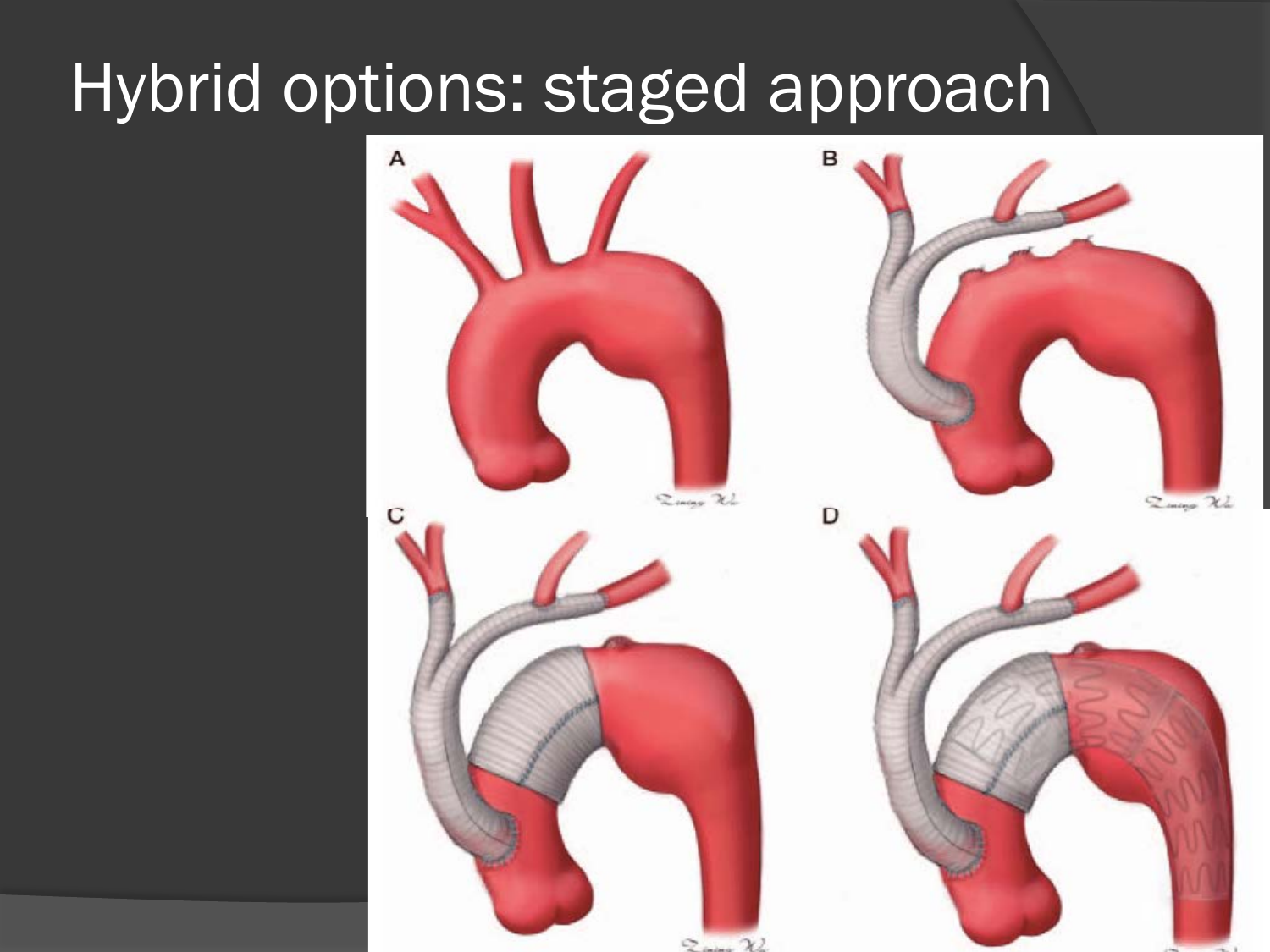# Hybrid options: staged approach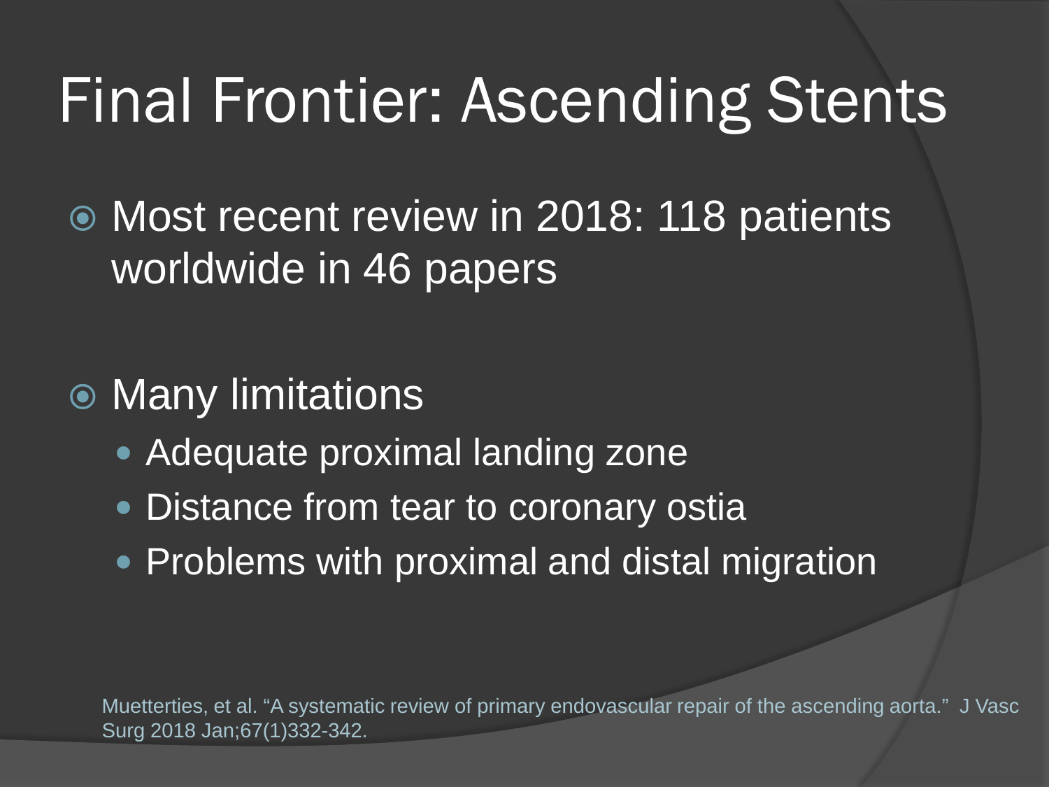# Final Frontier: Ascending Stents

- Most recent review in 2018: 118 patients worldwide in 46 papers

- Many limitations
  - Adequate proximal landing zone
  - Distance from tear to coronary ostia
  - Problems with proximal and distal migration

Muetterties, et al. "A systematic review of primary endovascular repair of the ascending aorta." J Vasc Surg 2018 Jan;67(1)332-342.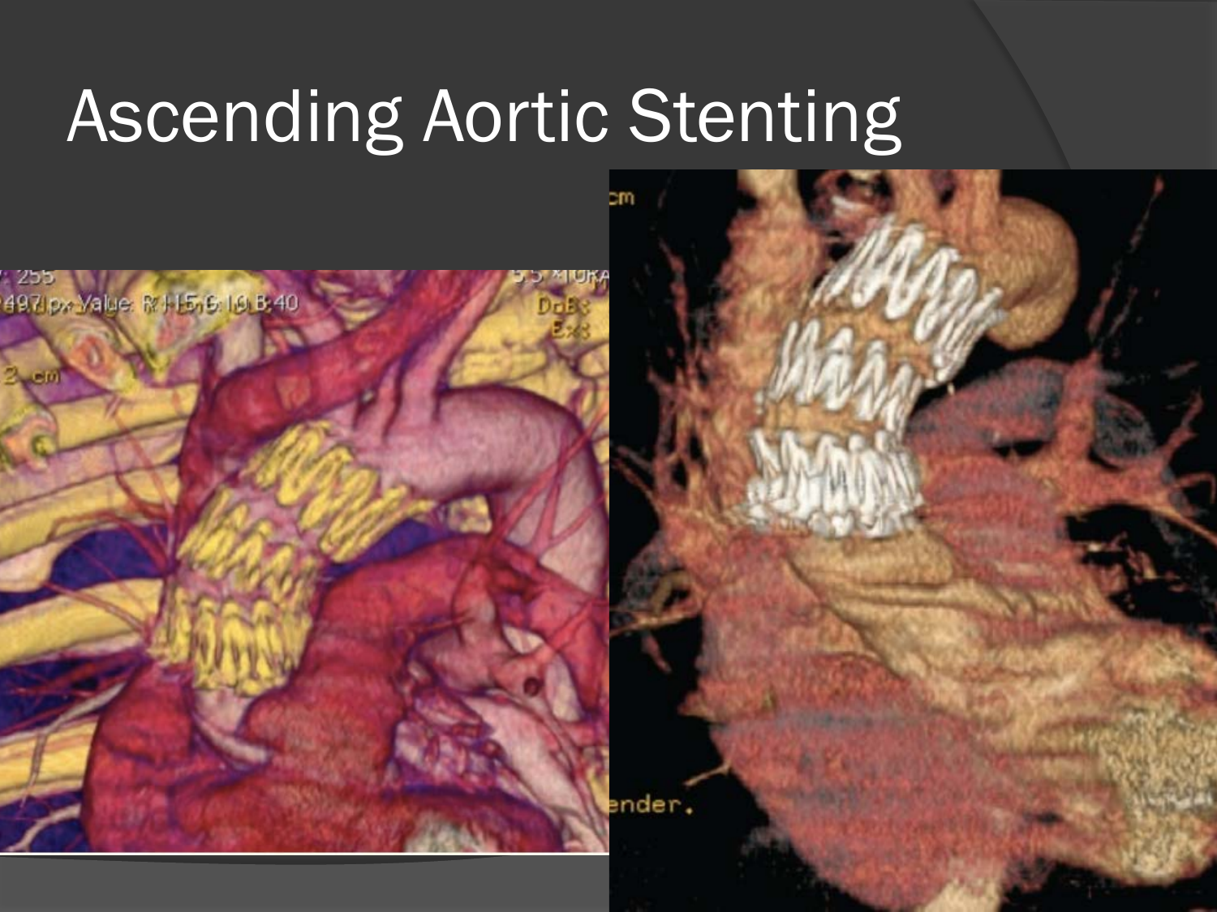# Ascending Aortic Stenting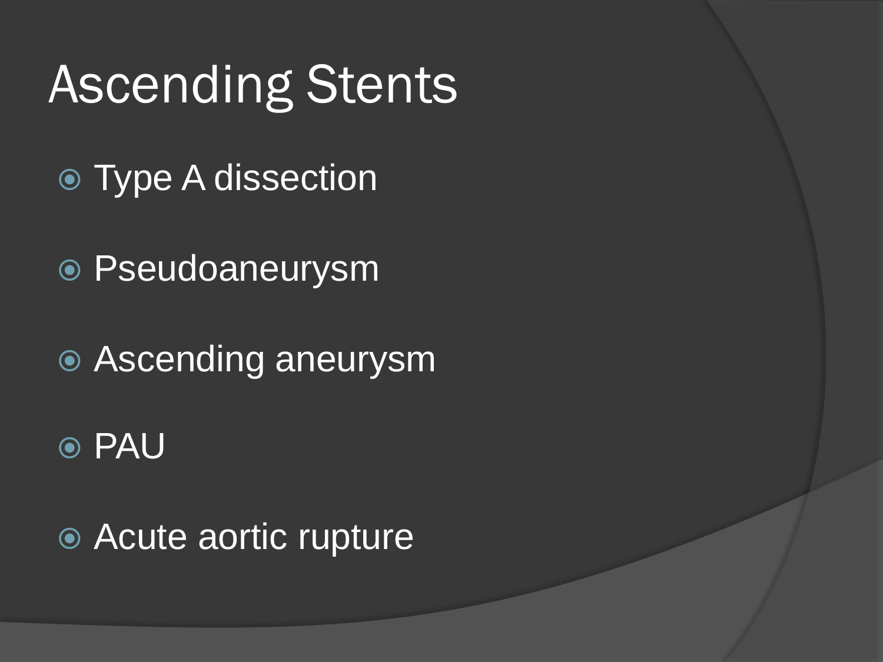# Ascending Stents

- Type A dissection
- Pseudoaneurysm
- Ascending aneurysm
- PAU
- Acute aortic rupture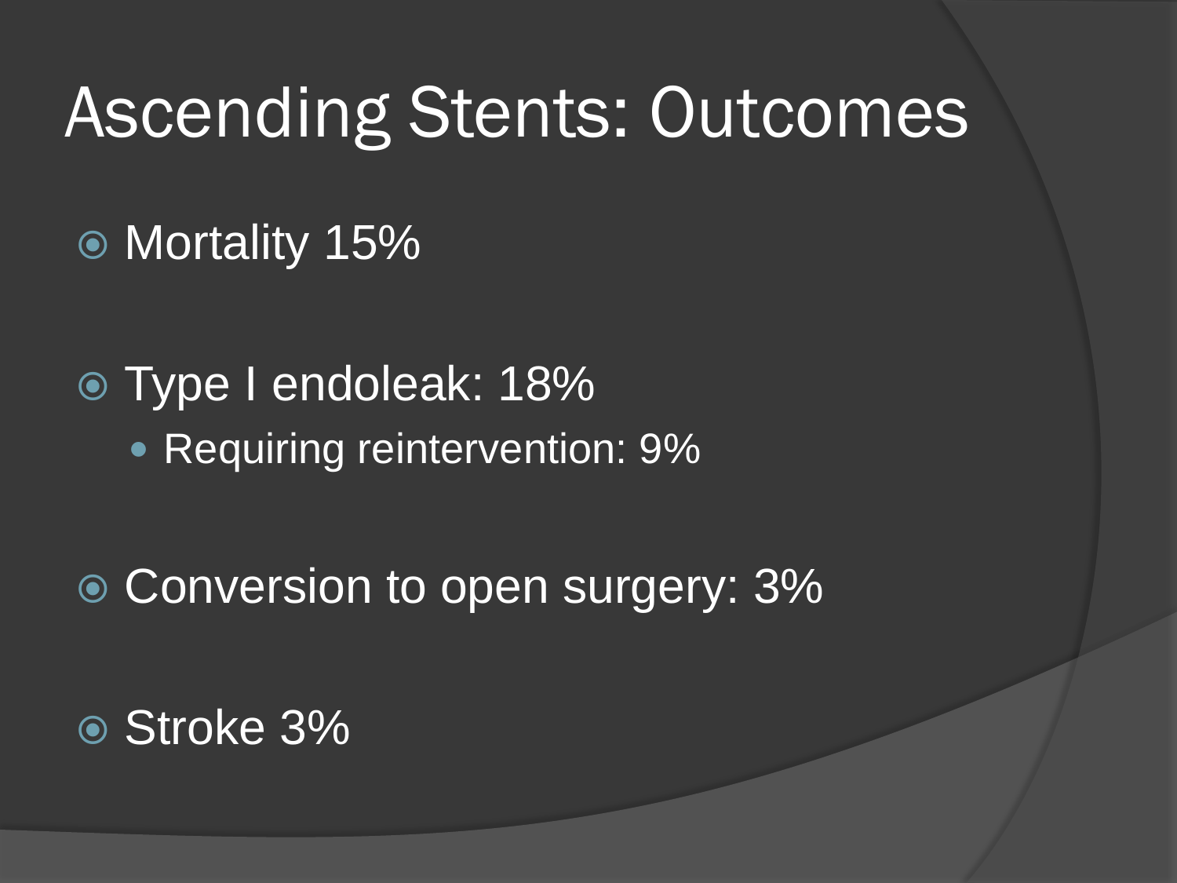# Ascending Stents: Outcomes

- Mortality 15%
- Type I endoleak: 18%
  - Requiring reintervention: 9%
- Conversion to open surgery: 3%
- Stroke 3%